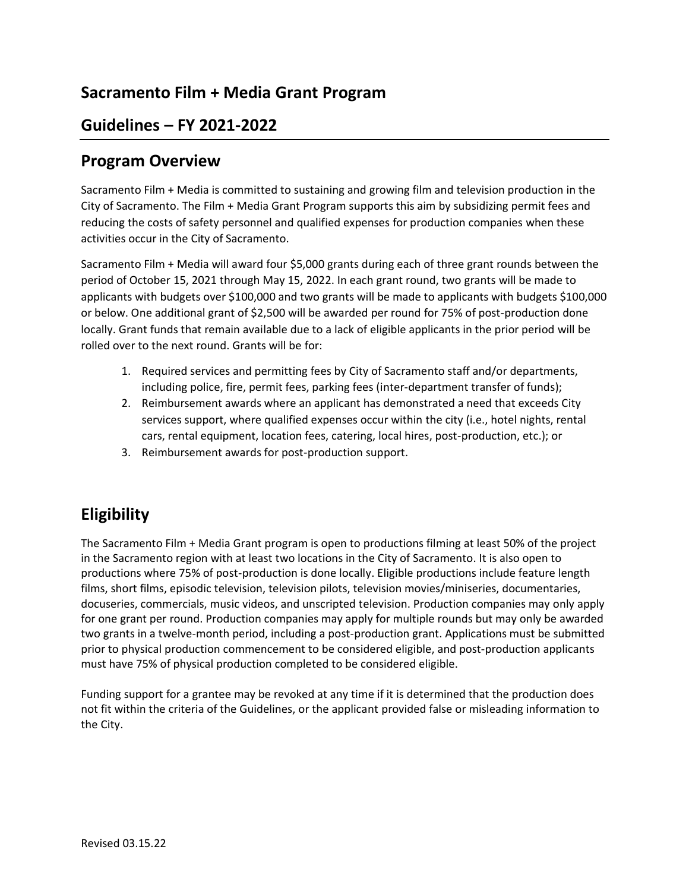## Sacramento Film + Media Grant Program

## Guidelines – FY 2021-2022

## Program Overview

Sacramento Film + Media is committed to sustaining and growing film and television production in the City of Sacramento. The Film + Media Grant Program supports this aim by subsidizing permit fees and reducing the costs of safety personnel and qualified expenses for production companies when these activities occur in the City of Sacramento.

Sacramento Film + Media will award four $5,000 grants during each of three grant rounds between the period of October 15, 2021 through May 15, 2022. In each grant round, two grants will be made to applicants with budgets over $100,000 and two grants will be made to applicants with budgets $100,000 or below. One additional grant of $2,500 will be awarded per round for 75% of post-production done locally. Grant funds that remain available due to a lack of eligible applicants in the prior period will be rolled over to the next round. Grants will be for:

1. Required services and permitting fees by City of Sacramento staff and/or departments, including police, fire, permit fees, parking fees (inter-department transfer of funds);
2. Reimbursement awards where an applicant has demonstrated a need that exceeds City services support, where qualified expenses occur within the city (i.e., hotel nights, rental cars, rental equipment, location fees, catering, local hires, post-production, etc.); or
3. Reimbursement awards for post-production support.

## Eligibility

The Sacramento Film + Media Grant program is open to productions filming at least 50% of the project in the Sacramento region with at least two locations in the City of Sacramento. It is also open to productions where 75% of post-production is done locally. Eligible productions include feature length films, short films, episodic television, television pilots, television movies/miniseries, documentaries, docuseries, commercials, music videos, and unscripted television. Production companies may only apply for one grant per round. Production companies may apply for multiple rounds but may only be awarded two grants in a twelve-month period, including a post-production grant. Applications must be submitted prior to physical production commencement to be considered eligible, and post-production applicants must have 75% of physical production completed to be considered eligible.

Funding support for a grantee may be revoked at any time if it is determined that the production does not fit within the criteria of the Guidelines, or the applicant provided false or misleading information to the City.

Revised 03.15.22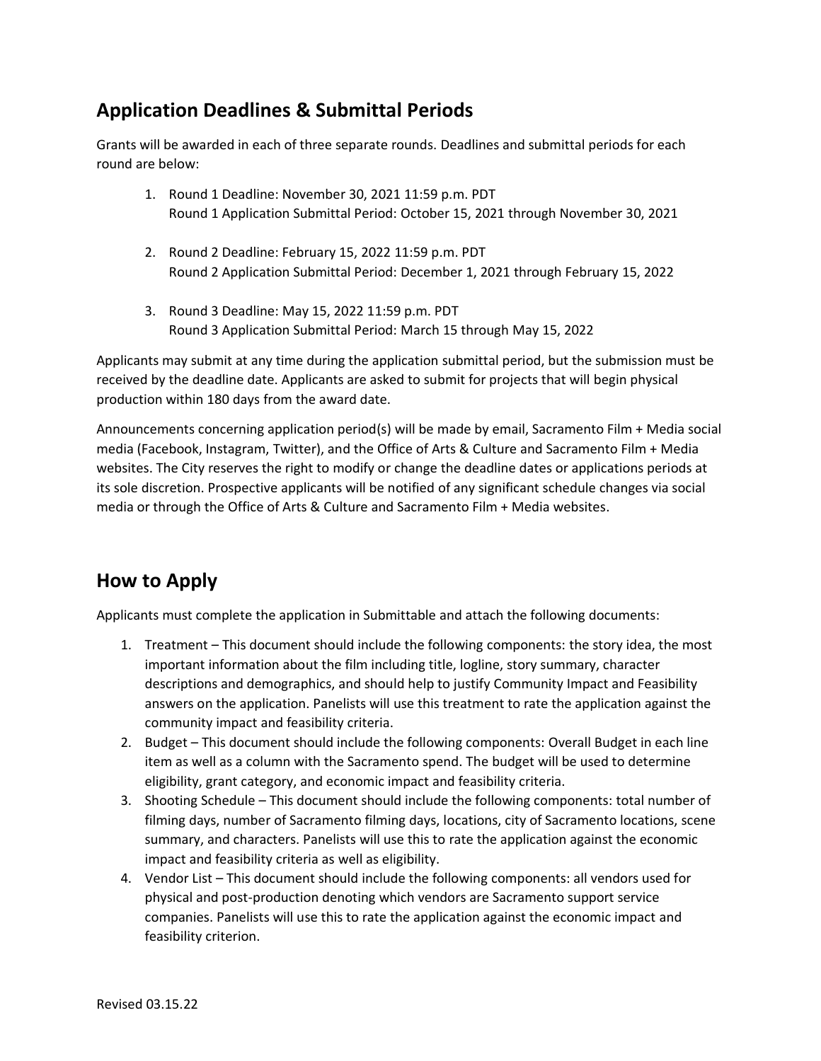## Application Deadlines & Submittal Periods

Grants will be awarded in each of three separate rounds. Deadlines and submittal periods for each round are below:

1. Round 1 Deadline: November 30, 2021 11:59 p.m. PDT
   Round 1 Application Submittal Period: October 15, 2021 through November 30, 2021

2. Round 2 Deadline: February 15, 2022 11:59 p.m. PDT
   Round 2 Application Submittal Period: December 1, 2021 through February 15, 2022

3. Round 3 Deadline: May 15, 2022 11:59 p.m. PDT
   Round 3 Application Submittal Period: March 15 through May 15, 2022

Applicants may submit at any time during the application submittal period, but the submission must be received by the deadline date. Applicants are asked to submit for projects that will begin physical production within 180 days from the award date.

Announcements concerning application period(s) will be made by email, Sacramento Film + Media social media (Facebook, Instagram, Twitter), and the Office of Arts & Culture and Sacramento Film + Media websites. The City reserves the right to modify or change the deadline dates or applications periods at its sole discretion. Prospective applicants will be notified of any significant schedule changes via social media or through the Office of Arts & Culture and Sacramento Film + Media websites.

## How to Apply

Applicants must complete the application in Submittable and attach the following documents:

1. Treatment – This document should include the following components: the story idea, the most important information about the film including title, logline, story summary, character descriptions and demographics, and should help to justify Community Impact and Feasibility answers on the application. Panelists will use this treatment to rate the application against the community impact and feasibility criteria.
2. Budget – This document should include the following components: Overall Budget in each line item as well as a column with the Sacramento spend. The budget will be used to determine eligibility, grant category, and economic impact and feasibility criteria.
3. Shooting Schedule – This document should include the following components: total number of filming days, number of Sacramento filming days, locations, city of Sacramento locations, scene summary, and characters. Panelists will use this to rate the application against the economic impact and feasibility criteria as well as eligibility.
4. Vendor List – This document should include the following components: all vendors used for physical and post-production denoting which vendors are Sacramento support service companies. Panelists will use this to rate the application against the economic impact and feasibility criterion.

Revised 03.15.22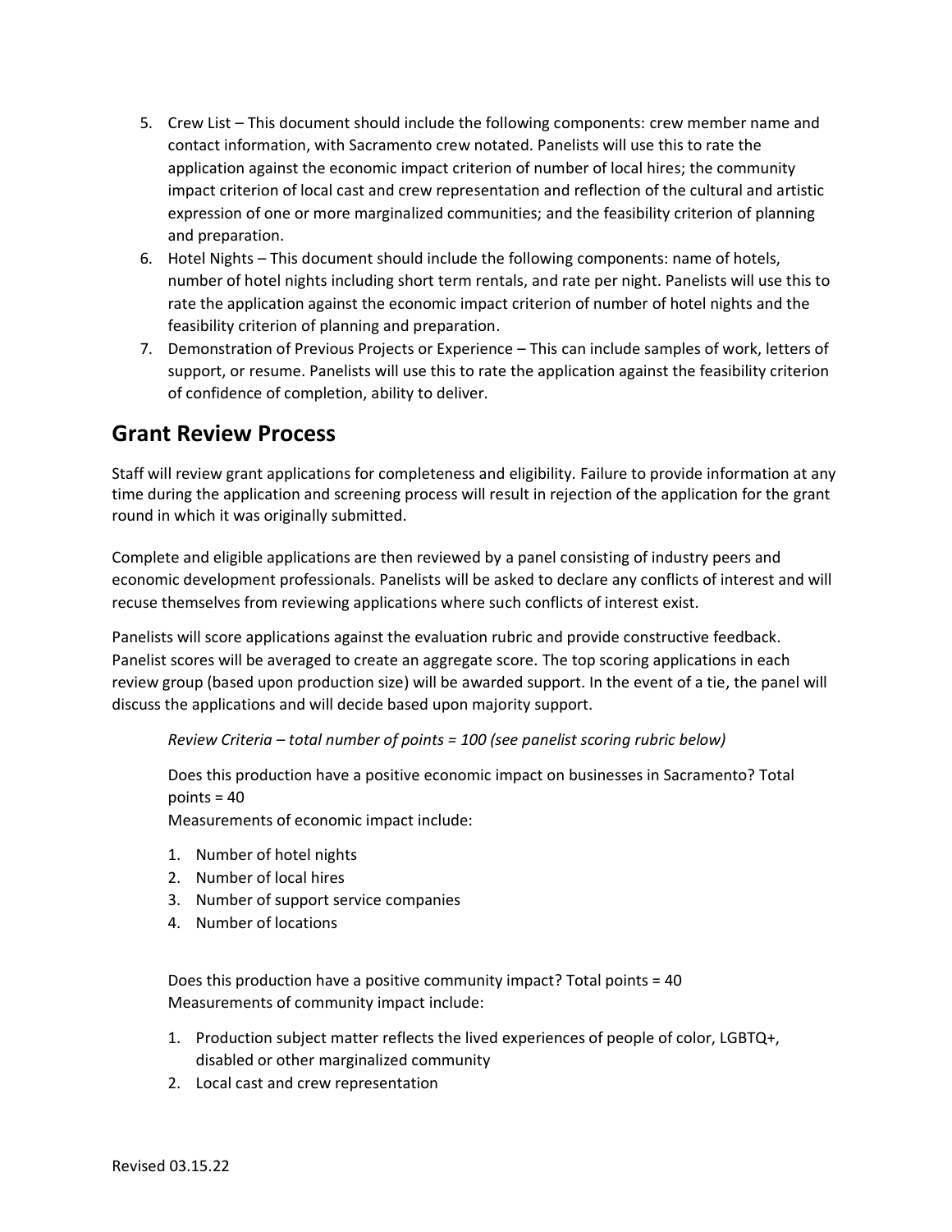5. Crew List – This document should include the following components: crew member name and contact information, with Sacramento crew notated. Panelists will use this to rate the application against the economic impact criterion of number of local hires; the community impact criterion of local cast and crew representation and reflection of the cultural and artistic expression of one or more marginalized communities; and the feasibility criterion of planning and preparation.
6. Hotel Nights – This document should include the following components: name of hotels, number of hotel nights including short term rentals, and rate per night. Panelists will use this to rate the application against the economic impact criterion of number of hotel nights and the feasibility criterion of planning and preparation.
7. Demonstration of Previous Projects or Experience – This can include samples of work, letters of support, or resume. Panelists will use this to rate the application against the feasibility criterion of confidence of completion, ability to deliver.

## Grant Review Process

Staff will review grant applications for completeness and eligibility. Failure to provide information at any time during the application and screening process will result in rejection of the application for the grant round in which it was originally submitted.

Complete and eligible applications are then reviewed by a panel consisting of industry peers and economic development professionals. Panelists will be asked to declare any conflicts of interest and will recuse themselves from reviewing applications where such conflicts of interest exist.

Panelists will score applications against the evaluation rubric and provide constructive feedback. Panelist scores will be averaged to create an aggregate score. The top scoring applications in each review group (based upon production size) will be awarded support. In the event of a tie, the panel will discuss the applications and will decide based upon majority support.

*Review Criteria – total number of points = 100 (see panelist scoring rubric below)*

Does this production have a positive economic impact on businesses in Sacramento? Total points = 40
Measurements of economic impact include:

1. Number of hotel nights
2. Number of local hires
3. Number of support service companies
4. Number of locations

Does this production have a positive community impact? Total points = 40
Measurements of community impact include:

1. Production subject matter reflects the lived experiences of people of color, LGBTQ+, disabled or other marginalized community
2. Local cast and crew representation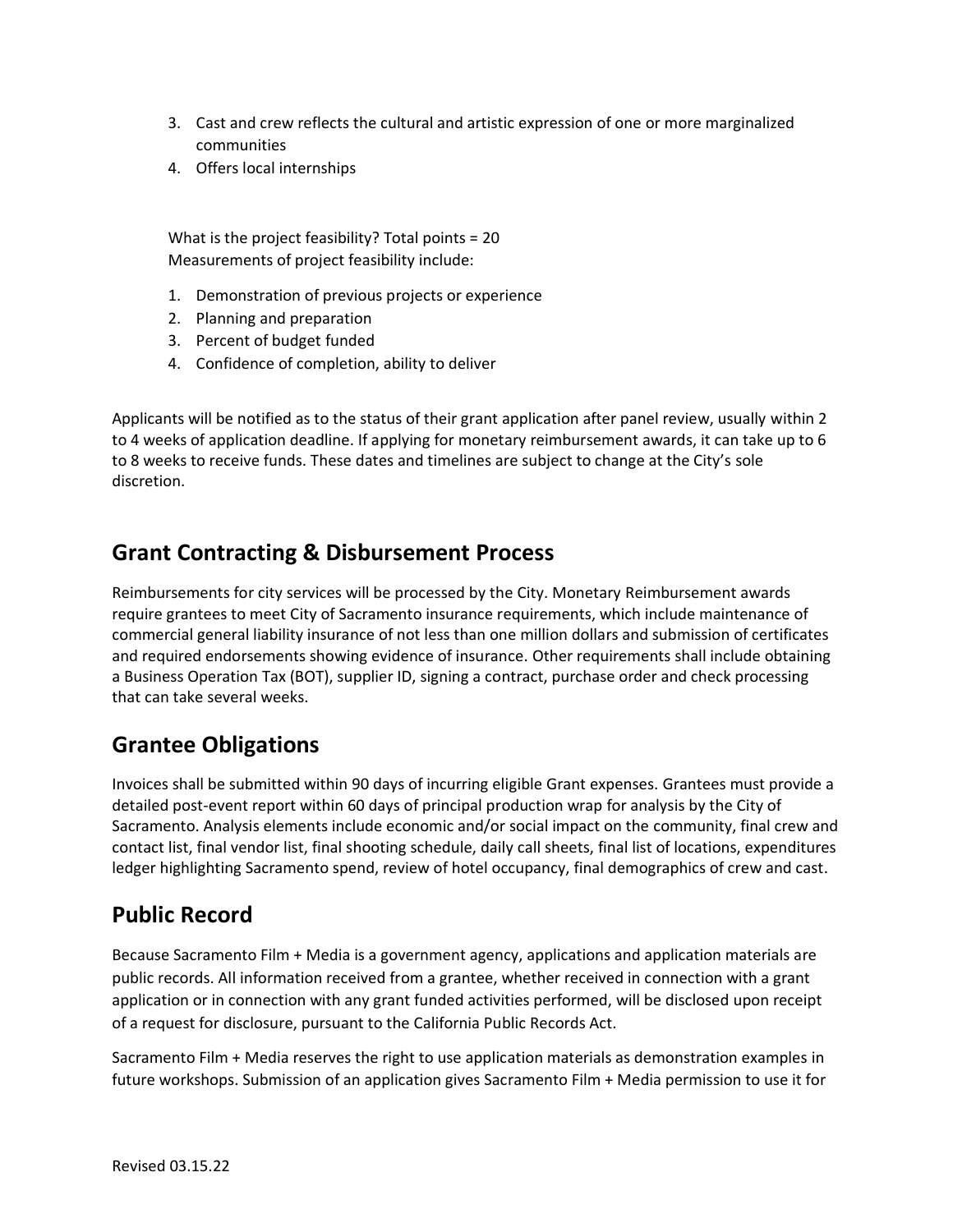3. Cast and crew reflects the cultural and artistic expression of one or more marginalized communities
4. Offers local internships

What is the project feasibility? Total points = 20
Measurements of project feasibility include:

1. Demonstration of previous projects or experience
2. Planning and preparation
3. Percent of budget funded
4. Confidence of completion, ability to deliver

Applicants will be notified as to the status of their grant application after panel review, usually within 2 to 4 weeks of application deadline. If applying for monetary reimbursement awards, it can take up to 6 to 8 weeks to receive funds. These dates and timelines are subject to change at the City's sole discretion.

## Grant Contracting & Disbursement Process

Reimbursements for city services will be processed by the City. Monetary Reimbursement awards require grantees to meet City of Sacramento insurance requirements, which include maintenance of commercial general liability insurance of not less than one million dollars and submission of certificates and required endorsements showing evidence of insurance. Other requirements shall include obtaining a Business Operation Tax (BOT), supplier ID, signing a contract, purchase order and check processing that can take several weeks.

## Grantee Obligations

Invoices shall be submitted within 90 days of incurring eligible Grant expenses. Grantees must provide a detailed post-event report within 60 days of principal production wrap for analysis by the City of Sacramento. Analysis elements include economic and/or social impact on the community, final crew and contact list, final vendor list, final shooting schedule, daily call sheets, final list of locations, expenditures ledger highlighting Sacramento spend, review of hotel occupancy, final demographics of crew and cast.

## Public Record

Because Sacramento Film + Media is a government agency, applications and application materials are public records. All information received from a grantee, whether received in connection with a grant application or in connection with any grant funded activities performed, will be disclosed upon receipt of a request for disclosure, pursuant to the California Public Records Act.

Sacramento Film + Media reserves the right to use application materials as demonstration examples in future workshops. Submission of an application gives Sacramento Film + Media permission to use it for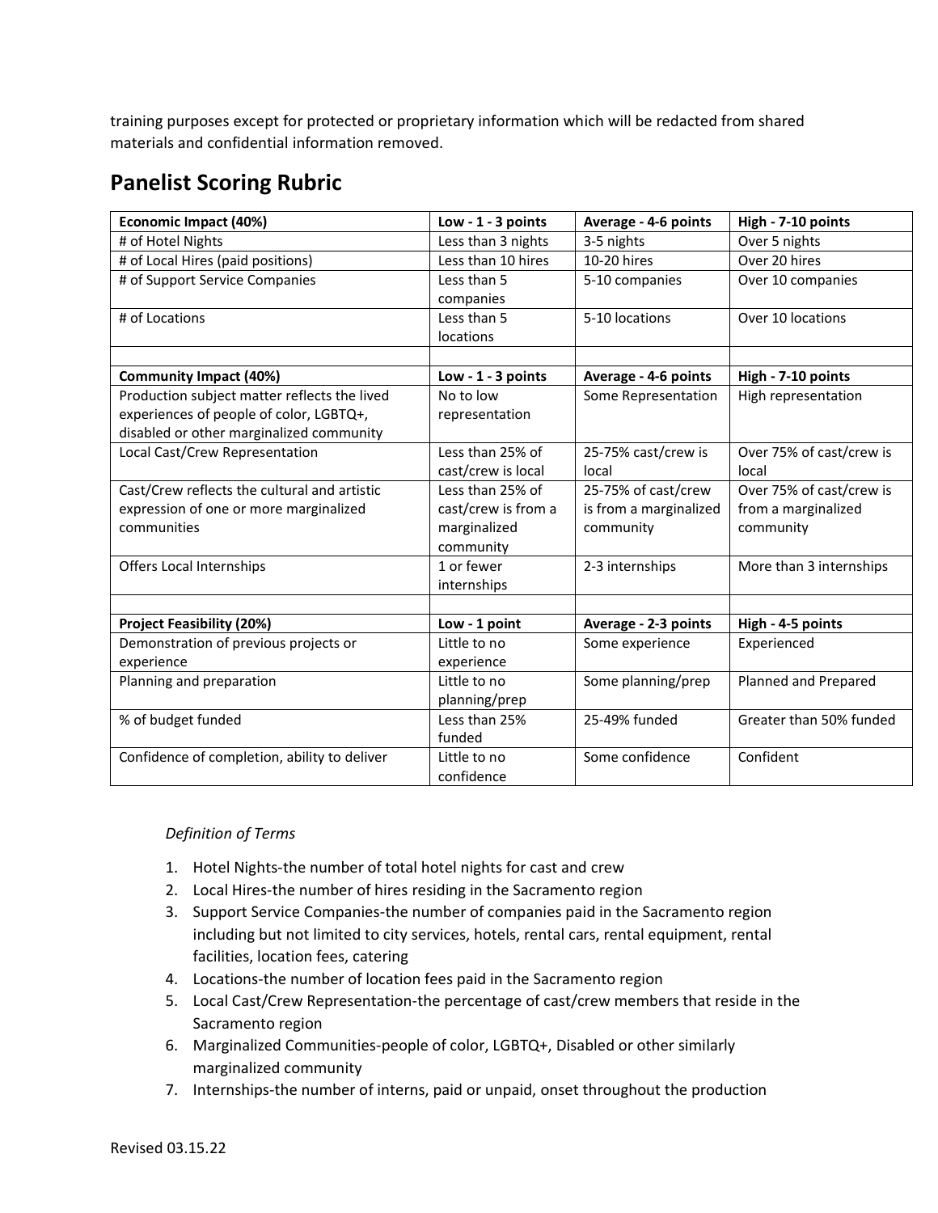training purposes except for protected or proprietary information which will be redacted from shared materials and confidential information removed.

## Panelist Scoring Rubric

| **Economic Impact (40%)** | **Low - 1 - 3 points** | **Average - 4-6 points** | **High - 7-10 points** |
|---|---|---|---|
| # of Hotel Nights | Less than 3 nights | 3-5 nights | Over 5 nights |
| # of Local Hires (paid positions) | Less than 10 hires | 10-20 hires | Over 20 hires |
| # of Support Service Companies | Less than 5 companies | 5-10 companies | Over 10 companies |
| # of Locations | Less than 5 locations | 5-10 locations | Over 10 locations |
| | | | |
| **Community Impact (40%)** | **Low - 1 - 3 points** | **Average - 4-6 points** | **High - 7-10 points** |
| Production subject matter reflects the lived experiences of people of color, LGBTQ+, disabled or other marginalized community | No to low representation | Some Representation | High representation |
| Local Cast/Crew Representation | Less than 25% of cast/crew is local | 25-75% cast/crew is local | Over 75% of cast/crew is local |
| Cast/Crew reflects the cultural and artistic expression of one or more marginalized communities | Less than 25% of cast/crew is from a marginalized community | 25-75% of cast/crew is from a marginalized community | Over 75% of cast/crew is from a marginalized community |
| Offers Local Internships | 1 or fewer internships | 2-3 internships | More than 3 internships |
| | | | |
| **Project Feasibility (20%)** | **Low - 1 point** | **Average - 2-3 points** | **High - 4-5 points** |
| Demonstration of previous projects or experience | Little to no experience | Some experience | Experienced |
| Planning and preparation | Little to no planning/prep | Some planning/prep | Planned and Prepared |
| % of budget funded | Less than 25% funded | 25-49% funded | Greater than 50% funded |
| Confidence of completion, ability to deliver | Little to no confidence | Some confidence | Confident |

*Definition of Terms*

1. Hotel Nights-the number of total hotel nights for cast and crew
2. Local Hires-the number of hires residing in the Sacramento region
3. Support Service Companies-the number of companies paid in the Sacramento region including but not limited to city services, hotels, rental cars, rental equipment, rental facilities, location fees, catering
4. Locations-the number of location fees paid in the Sacramento region
5. Local Cast/Crew Representation-the percentage of cast/crew members that reside in the Sacramento region
6. Marginalized Communities-people of color, LGBTQ+, Disabled or other similarly marginalized community
7. Internships-the number of interns, paid or unpaid, onset throughout the production

Revised 03.15.22